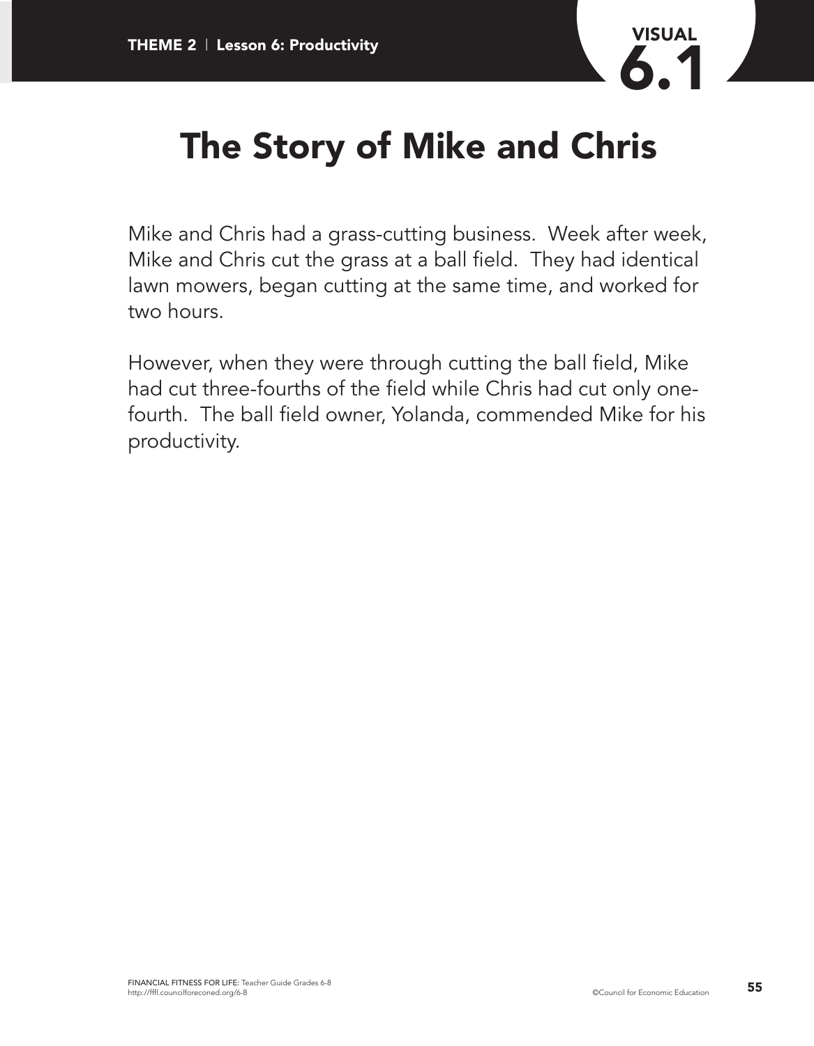# The Story of Mike and Chris

Mike and Chris had a grass-cutting business. Week after week, Mike and Chris cut the grass at a ball field. They had identical lawn mowers, began cutting at the same time, and worked for two hours.

However, when they were through cutting the ball field, Mike had cut three-fourths of the field while Chris had cut only one-fourth. The ball field owner, Yolanda, commended Mike for his productivity.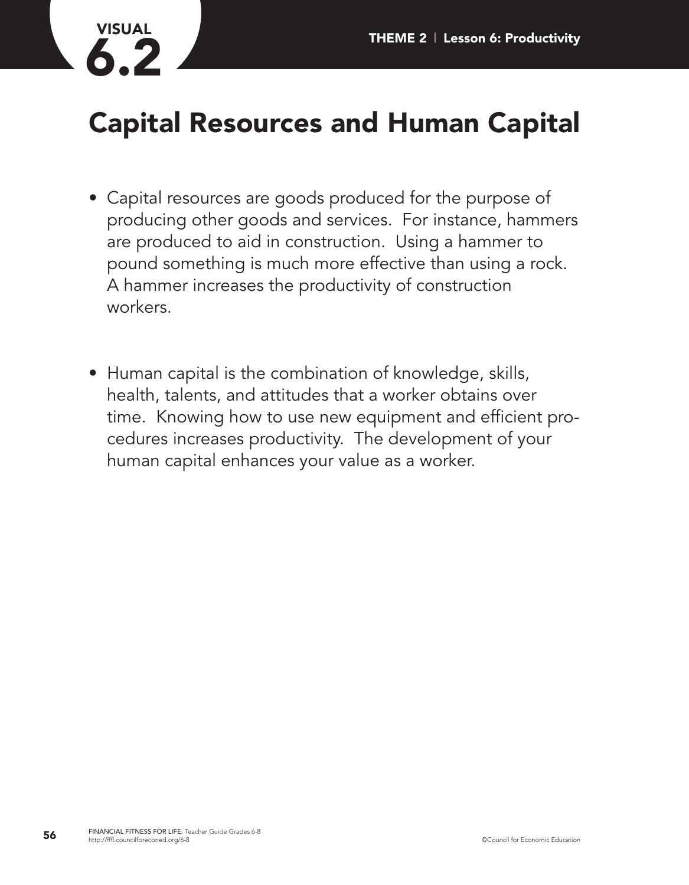VISUAL 6.2

# Capital Resources and Human Capital

- Capital resources are goods produced for the purpose of producing other goods and services. For instance, hammers are produced to aid in construction. Using a hammer to pound something is much more effective than using a rock. A hammer increases the productivity of construction workers.

- Human capital is the combination of knowledge, skills, health, talents, and attitudes that a worker obtains over time. Knowing how to use new equipment and efficient procedures increases productivity. The development of your human capital enhances your value as a worker.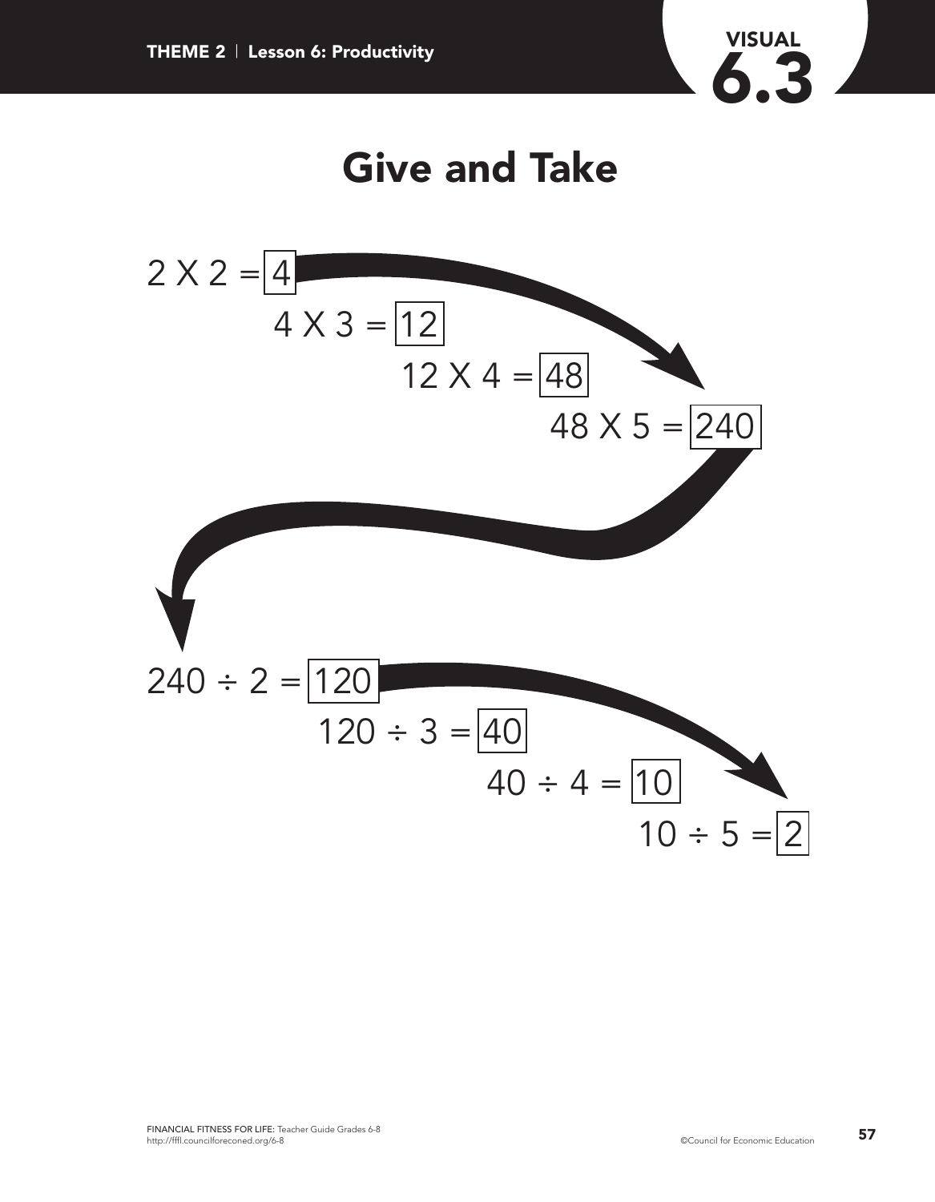# Give and Take

$2 \times 2 = \boxed{4}$

$4 \times 3 = \boxed{12}$

$12 \times 4 = \boxed{48}$

$48 \times 5 = \boxed{240}$

$240 \div 2 = \boxed{120}$

$120 \div 3 = \boxed{40}$

$40 \div 4 = \boxed{10}$

$10 \div 5 = \boxed{2}$